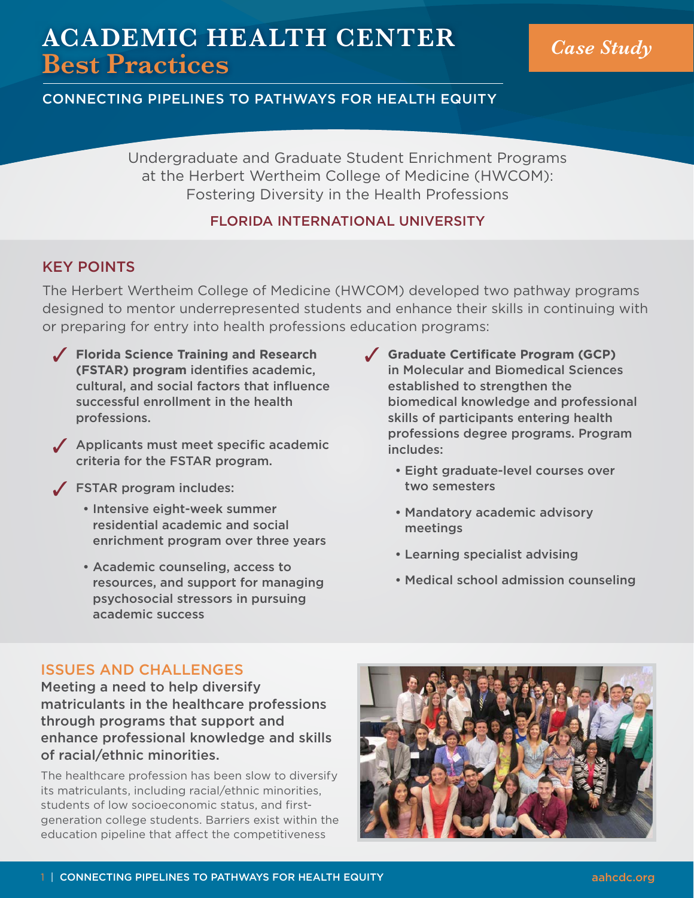# ACADEMIC HEALTH CENTER Best Practices

*Case Study*

CONNECTING PIPELINES TO PATHWAYS FOR HEALTH EQUITY

Undergraduate and Graduate Student Enrichment Programs at the Herbert Wertheim College of Medicine (HWCOM): Fostering Diversity in the Health Professions

FLORIDA INTERNATIONAL UNIVERSITY

## KEY POINTS

The Herbert Wertheim College of Medicine (HWCOM) developed two pathway programs designed to mentor underrepresented students and enhance their skills in continuing with or preparing for entry into health professions education programs:

- ✓ **Florida Science Training and Research (FSTAR) program** identifies academic, cultural, and social factors that influence successful enrollment in the health professions.
- ✓ Applicants must meet specific academic criteria for the FSTAR program.
- ✓ FSTAR program includes:
  - Intensive eight-week summer residential academic and social enrichment program over three years
  - Academic counseling, access to resources, and support for managing psychosocial stressors in pursuing academic success
- ✓ **Graduate Certificate Program (GCP)** in Molecular and Biomedical Sciences established to strengthen the biomedical knowledge and professional skills of participants entering health professions degree programs. Program includes:
  - Eight graduate-level courses over two semesters
  - Mandatory academic advisory meetings
  - Learning specialist advising
  - Medical school admission counseling

## ISSUES AND CHALLENGES

**Meeting a need to help diversify matriculants in the healthcare professions through programs that support and enhance professional knowledge and skills of racial/ethnic minorities.**

The healthcare profession has been slow to diversify its matriculants, including racial/ethnic minorities, students of low socioeconomic status, and first-generation college students. Barriers exist within the education pipeline that affect the competitiveness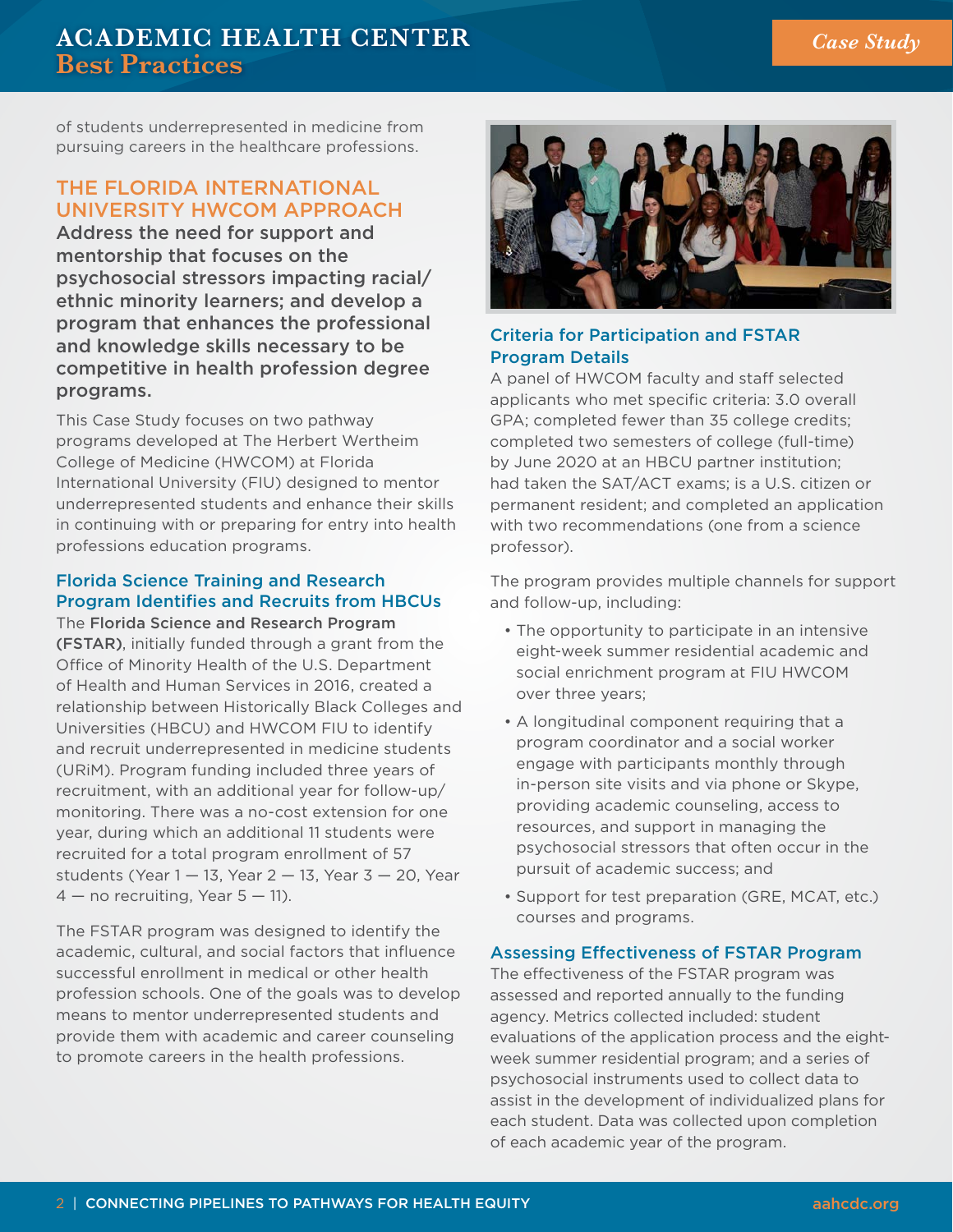of students underrepresented in medicine from pursuing careers in the healthcare professions.

## THE FLORIDA INTERNATIONAL UNIVERSITY HWCOM APPROACH

**Address the need for support and mentorship that focuses on the psychosocial stressors impacting racial/ethnic minority learners; and develop a program that enhances the professional and knowledge skills necessary to be competitive in health profession degree programs.**

This Case Study focuses on two pathway programs developed at The Herbert Wertheim College of Medicine (HWCOM) at Florida International University (FIU) designed to mentor underrepresented students and enhance their skills in continuing with or preparing for entry into health professions education programs.

### Florida Science Training and Research Program Identifies and Recruits from HBCUs

The **Florida Science and Research Program (FSTAR)**, initially funded through a grant from the Office of Minority Health of the U.S. Department of Health and Human Services in 2016, created a relationship between Historically Black Colleges and Universities (HBCU) and HWCOM FIU to identify and recruit underrepresented in medicine students (URiM). Program funding included three years of recruitment, with an additional year for follow-up/monitoring. There was a no-cost extension for one year, during which an additional 11 students were recruited for a total program enrollment of 57 students (Year 1 — 13, Year 2 — 13, Year 3 — 20, Year 4 — no recruiting, Year 5 — 11).

The FSTAR program was designed to identify the academic, cultural, and social factors that influence successful enrollment in medical or other health profession schools. One of the goals was to develop means to mentor underrepresented students and provide them with academic and career counseling to promote careers in the health professions.

### Criteria for Participation and FSTAR Program Details

A panel of HWCOM faculty and staff selected applicants who met specific criteria: 3.0 overall GPA; completed fewer than 35 college credits; completed two semesters of college (full-time) by June 2020 at an HBCU partner institution; had taken the SAT/ACT exams; is a U.S. citizen or permanent resident; and completed an application with two recommendations (one from a science professor).

The program provides multiple channels for support and follow-up, including:

- The opportunity to participate in an intensive eight-week summer residential academic and social enrichment program at FIU HWCOM over three years;
- A longitudinal component requiring that a program coordinator and a social worker engage with participants monthly through in-person site visits and via phone or Skype, providing academic counseling, access to resources, and support in managing the psychosocial stressors that often occur in the pursuit of academic success; and
- Support for test preparation (GRE, MCAT, etc.) courses and programs.

### Assessing Effectiveness of FSTAR Program

The effectiveness of the FSTAR program was assessed and reported annually to the funding agency. Metrics collected included: student evaluations of the application process and the eight-week summer residential program; and a series of psychosocial instruments used to collect data to assist in the development of individualized plans for each student. Data was collected upon completion of each academic year of the program.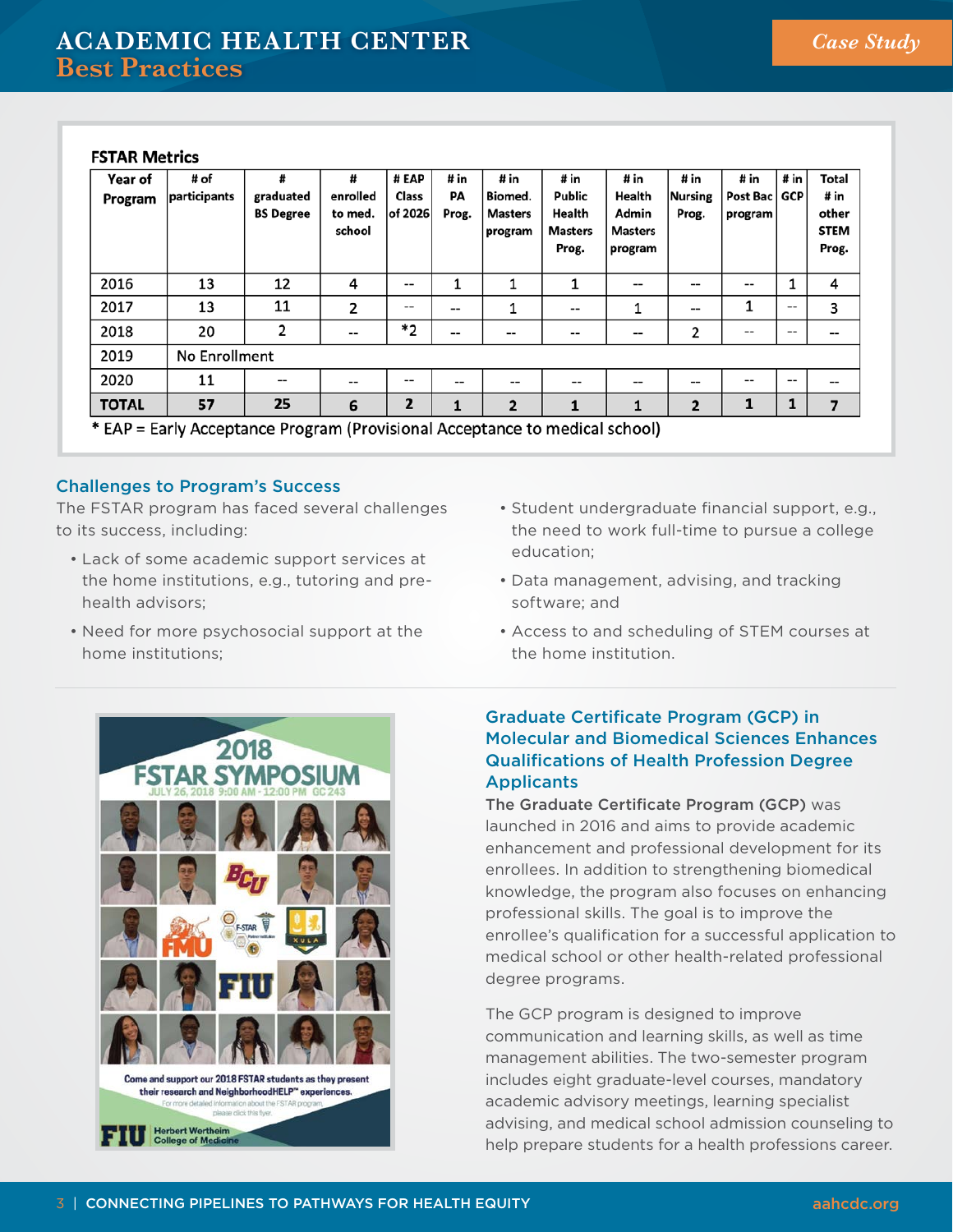## FSTAR Metrics

| Year of Program | # of participants | # graduated BS Degree | # enrolled to med. school | # EAP Class of 2026 | # in PA Prog. | # in Biomed. Masters program | # in Public Health Masters Prog. | # in Health Admin Masters program | # in Nursing Prog. | # in Post Bac program | # in GCP | Total # in other STEM Prog. |
|---|---|---|---|---|---|---|---|---|---|---|---|---|
| 2016 | 13 | 12 | 4 | -- | 1 | 1 | 1 | -- | -- | -- | 1 | 4 |
| 2017 | 13 | 11 | 2 | -- | -- | 1 | -- | 1 | -- | 1 | -- | 3 |
| 2018 | 20 | 2 | -- | *2 | -- | -- | -- | -- | 2 | -- | -- | -- |
| 2019 | No Enrollment | | | | | | | | | | | |
| 2020 | 11 | -- | -- | -- | -- | -- | -- | -- | -- | -- | -- | -- |
| **TOTAL** | **57** | **25** | **6** | **2** | **1** | **2** | **1** | **1** | **2** | **1** | **1** | **7** |

* EAP = Early Acceptance Program (Provisional Acceptance to medical school)

### Challenges to Program's Success

The FSTAR program has faced several challenges to its success, including:

- Lack of some academic support services at the home institutions, e.g., tutoring and pre-health advisors;
- Need for more psychosocial support at the home institutions;
- Student undergraduate financial support, e.g., the need to work full-time to pursue a college education;
- Data management, advising, and tracking software; and
- Access to and scheduling of STEM courses at the home institution.

### Graduate Certificate Program (GCP) in Molecular and Biomedical Sciences Enhances Qualifications of Health Profession Degree Applicants

**The Graduate Certificate Program (GCP)** was launched in 2016 and aims to provide academic enhancement and professional development for its enrollees. In addition to strengthening biomedical knowledge, the program also focuses on enhancing professional skills. The goal is to improve the enrollee's qualification for a successful application to medical school or other health-related professional degree programs.

The GCP program is designed to improve communication and learning skills, as well as time management abilities. The two-semester program includes eight graduate-level courses, mandatory academic advisory meetings, learning specialist advising, and medical school admission counseling to help prepare students for a health professions career.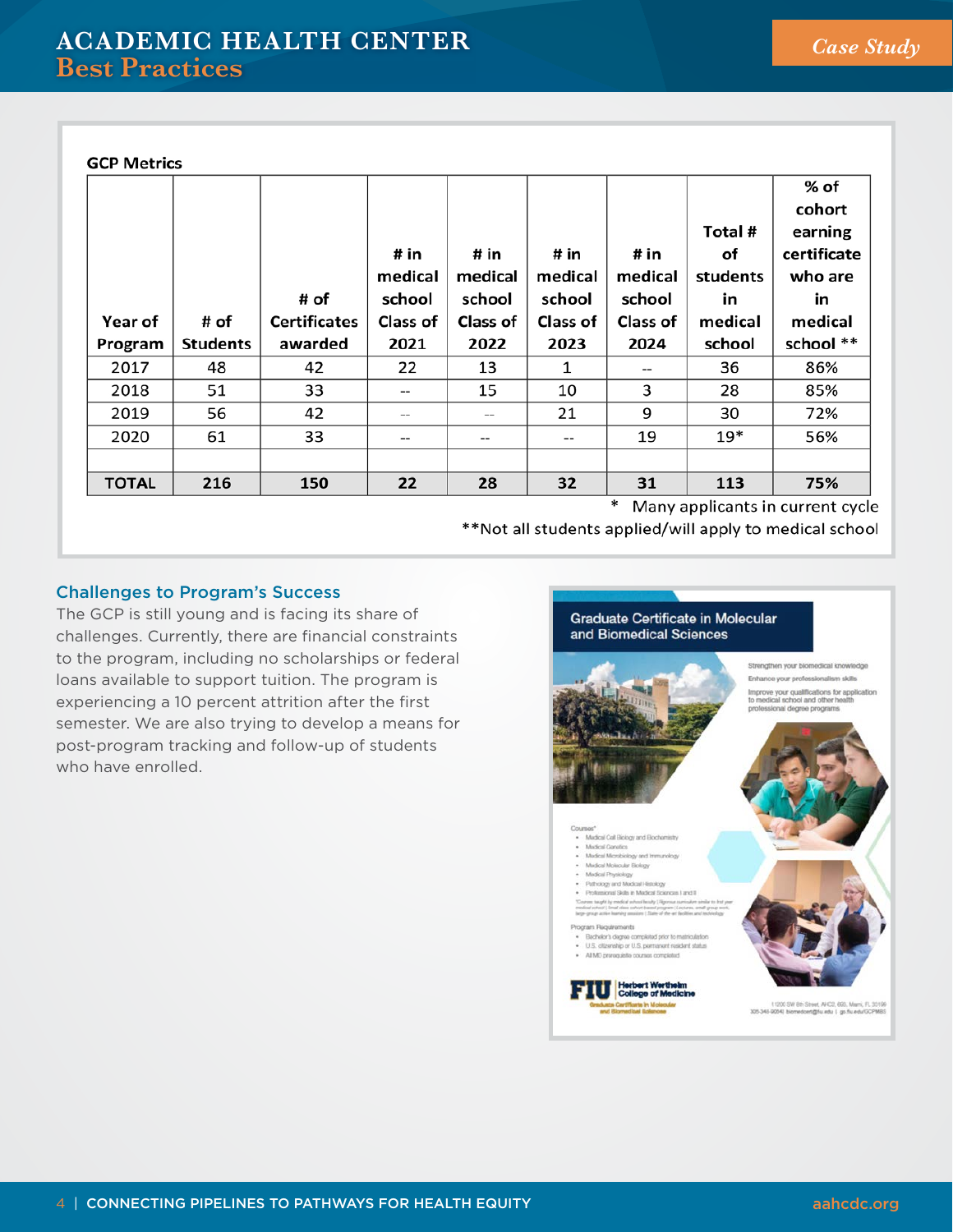**GCP Metrics**

| Year of Program | # of Students | # of Certificates awarded | # in medical school Class of 2021 | # in medical school Class of 2022 | # in medical school Class of 2023 | # in medical school Class of 2024 | Total # of students in medical school | % of cohort earning certificate who are in medical school ** |
|---|---|---|---|---|---|---|---|---|
| 2017 | 48 | 42 | 22 | 13 | 1 | -- | 36 | 86% |
| 2018 | 51 | 33 | -- | 15 | 10 | 3 | 28 | 85% |
| 2019 | 56 | 42 | -- | -- | 21 | 9 | 30 | 72% |
| 2020 | 61 | 33 | -- | -- | -- | 19 | 19* | 56% |
| | | | | | | | | |
| **TOTAL** | **216** | **150** | **22** | **28** | **32** | **31** | **113** | **75%** |

\* Many applicants in current cycle

**Not all students applied/will apply to medical school

### Challenges to Program's Success

The GCP is still young and is facing its share of challenges. Currently, there are financial constraints to the program, including no scholarships or federal loans available to support tuition. The program is experiencing a 10 percent attrition after the first semester. We are also trying to develop a means for post-program tracking and follow-up of students who have enrolled.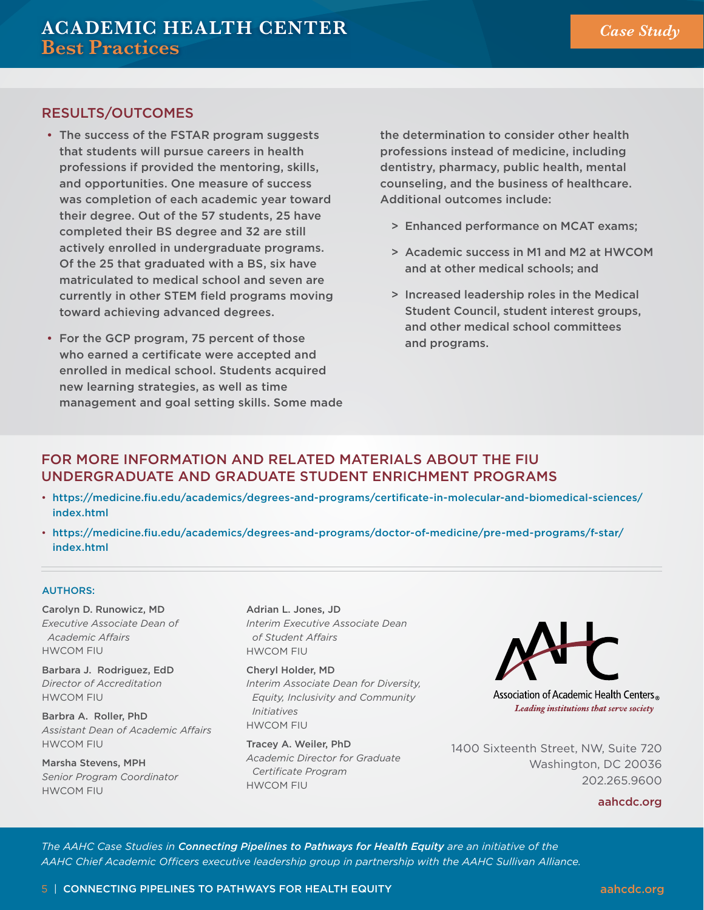## RESULTS/OUTCOMES

- The success of the FSTAR program suggests that students will pursue careers in health professions if provided the mentoring, skills, and opportunities. One measure of success was completion of each academic year toward their degree. Out of the 57 students, 25 have completed their BS degree and 32 are still actively enrolled in undergraduate programs. Of the 25 that graduated with a BS, six have matriculated to medical school and seven are currently in other STEM field programs moving toward achieving advanced degrees.
- For the GCP program, 75 percent of those who earned a certificate were accepted and enrolled in medical school. Students acquired new learning strategies, as well as time management and goal setting skills. Some made the determination to consider other health professions instead of medicine, including dentistry, pharmacy, public health, mental counseling, and the business of healthcare. Additional outcomes include:
  - Enhanced performance on MCAT exams;
  - Academic success in M1 and M2 at HWCOM and at other medical schools; and
  - Increased leadership roles in the Medical Student Council, student interest groups, and other medical school committees and programs.

## FOR MORE INFORMATION AND RELATED MATERIALS ABOUT THE FIU UNDERGRADUATE AND GRADUATE STUDENT ENRICHMENT PROGRAMS

- https://medicine.fiu.edu/academics/degrees-and-programs/certificate-in-molecular-and-biomedical-sciences/index.html
- https://medicine.fiu.edu/academics/degrees-and-programs/doctor-of-medicine/pre-med-programs/f-star/index.html

### AUTHORS:

**Carolyn D. Runowicz, MD**
*Executive Associate Dean of Academic Affairs*
HWCOM FIU

**Barbara J. Rodriguez, EdD**
*Director of Accreditation*
HWCOM FIU

**Barbra A. Roller, PhD**
*Assistant Dean of Academic Affairs*
HWCOM FIU

**Marsha Stevens, MPH**
*Senior Program Coordinator*
HWCOM FIU

**Adrian L. Jones, JD**
*Interim Executive Associate Dean of Student Affairs*
HWCOM FIU

**Cheryl Holder, MD**
*Interim Associate Dean for Diversity, Equity, Inclusivity and Community Initiatives*
HWCOM FIU

**Tracey A. Weiler, PhD**
*Academic Director for Graduate Certificate Program*
HWCOM FIU

AAHC
Association of Academic Health Centers®
*Leading institutions that serve society*

1400 Sixteenth Street, NW, Suite 720
Washington, DC 20036
202.265.9600

aahcdc.org

*The AAHC Case Studies in **Connecting Pipelines to Pathways for Health Equity** are an initiative of the AAHC Chief Academic Officers executive leadership group in partnership with the AAHC Sullivan Alliance.*